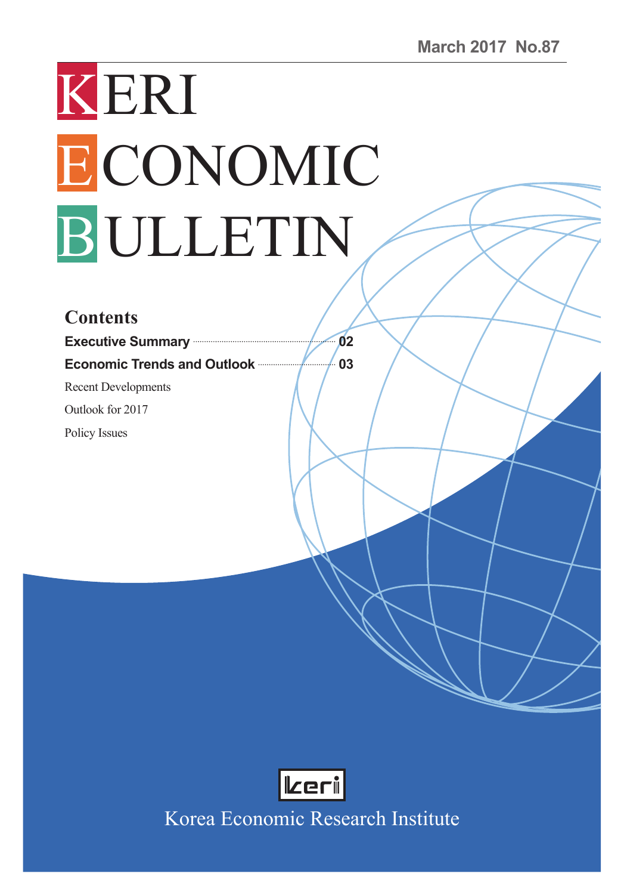March 2017 No.87

# KERI ECONOMIC BULLETIN

## Contents

**Executive Summary** ........ **02**

**Economic Trends and Outlook** ........ **03**

Recent Developments

Outlook for 2017

Policy Issues

Korea Economic Research Institute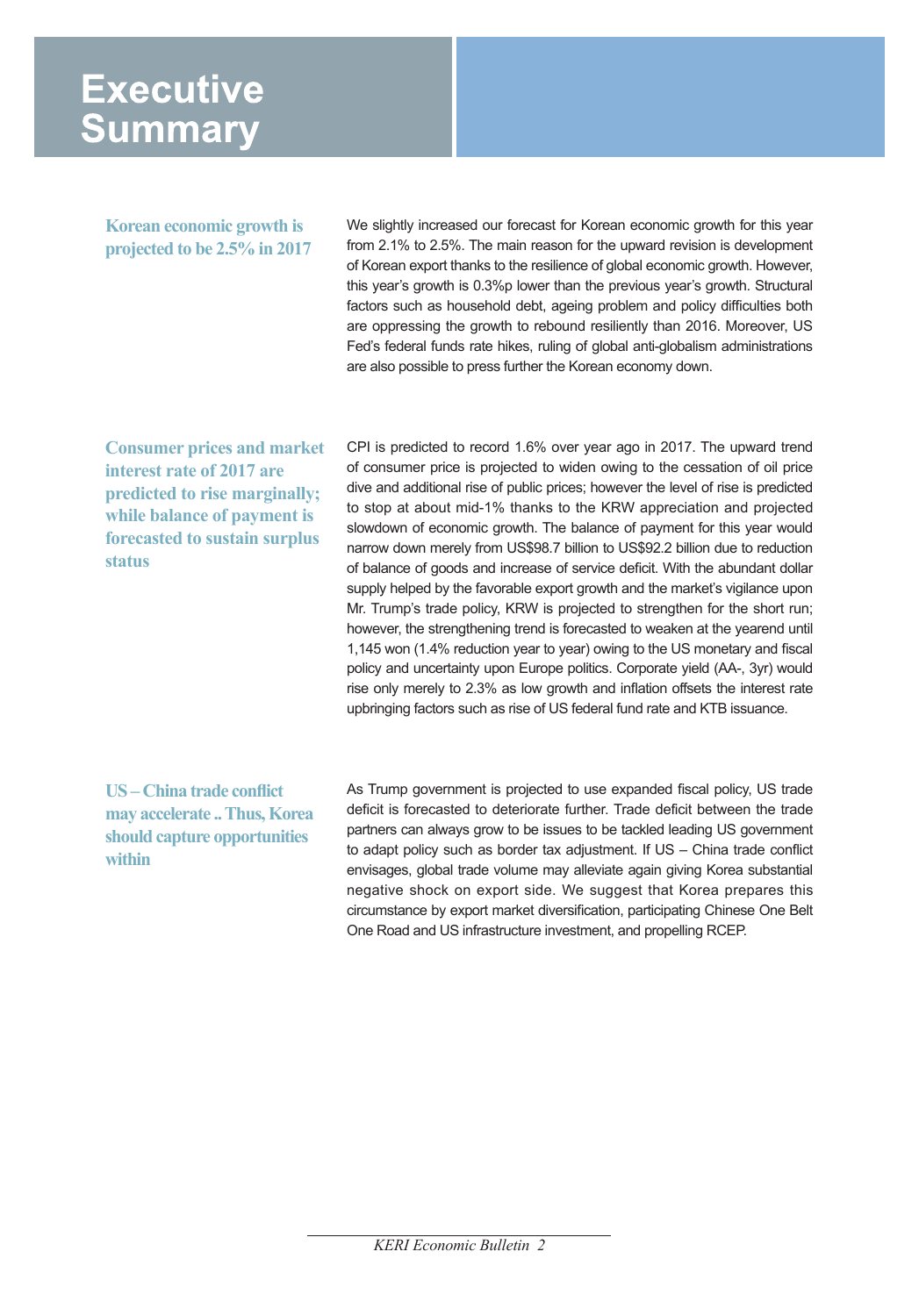# Executive Summary

### Korean economic growth is projected to be 2.5% in 2017

We slightly increased our forecast for Korean economic growth for this year from 2.1% to 2.5%. The main reason for the upward revision is development of Korean export thanks to the resilience of global economic growth. However, this year's growth is 0.3%p lower than the previous year's growth. Structural factors such as household debt, ageing problem and policy difficulties both are oppressing the growth to rebound resiliently than 2016. Moreover, US Fed's federal funds rate hikes, ruling of global anti-globalism administrations are also possible to press further the Korean economy down.

### Consumer prices and market interest rate of 2017 are predicted to rise marginally; while balance of payment is forecasted to sustain surplus status

CPI is predicted to record 1.6% over year ago in 2017. The upward trend of consumer price is projected to widen owing to the cessation of oil price dive and additional rise of public prices; however the level of rise is predicted to stop at about mid-1% thanks to the KRW appreciation and projected slowdown of economic growth. The balance of payment for this year would narrow down merely from US$98.7 billion to US$92.2 billion due to reduction of balance of goods and increase of service deficit. With the abundant dollar supply helped by the favorable export growth and the market's vigilance upon Mr. Trump's trade policy, KRW is projected to strengthen for the short run; however, the strengthening trend is forecasted to weaken at the yearend until 1,145 won (1.4% reduction year to year) owing to the US monetary and fiscal policy and uncertainty upon Europe politics. Corporate yield (AA-, 3yr) would rise only merely to 2.3% as low growth and inflation offsets the interest rate upbringing factors such as rise of US federal fund rate and KTB issuance.

### US – China trade conflict may accelerate .. Thus, Korea should capture opportunities within

As Trump government is projected to use expanded fiscal policy, US trade deficit is forecasted to deteriorate further. Trade deficit between the trade partners can always grow to be issues to be tackled leading US government to adapt policy such as border tax adjustment. If US – China trade conflict envisages, global trade volume may alleviate again giving Korea substantial negative shock on export side. We suggest that Korea prepares this circumstance by export market diversification, participating Chinese One Belt One Road and US infrastructure investment, and propelling RCEP.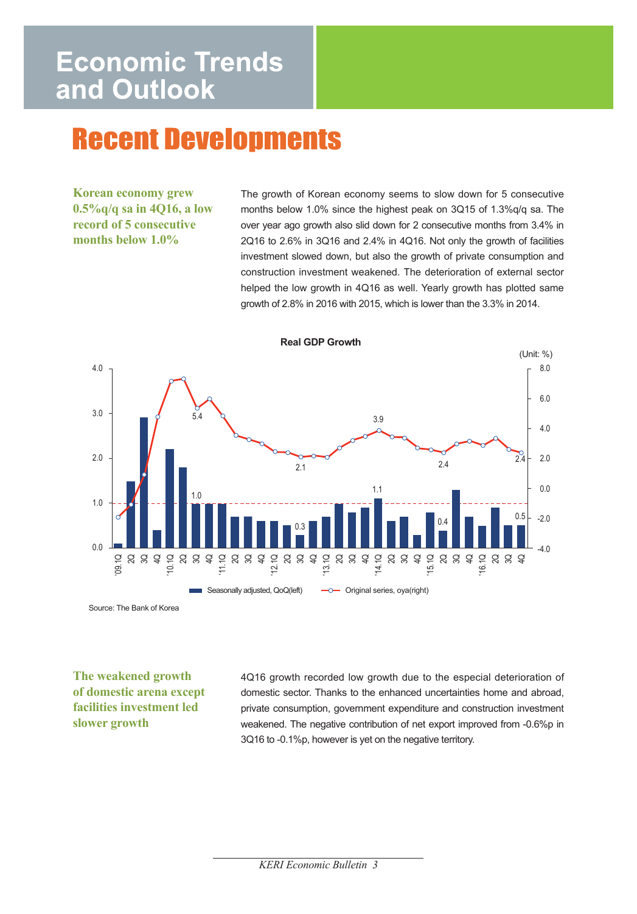# Economic Trends and Outlook

## Recent Developments

**Korean economy grew 0.5%q/q sa in 4Q16, a low record of 5 consecutive months below 1.0%**

The growth of Korean economy seems to slow down for 5 consecutive months below 1.0% since the highest peak on 3Q15 of 1.3%q/q sa. The over year ago growth also slid down for 2 consecutive months from 3.4% in 2Q16 to 2.6% in 3Q16 and 2.4% in 4Q16. Not only the growth of facilities investment slowed down, but also the growth of private consumption and construction investment weakened. The deterioration of external sector helped the low growth in 4Q16 as well. Yearly growth has plotted same growth of 2.8% in 2016 with 2015, which is lower than the 3.3% in 2014.

**Real GDP Growth**

(Unit: %)

Legend: Seasonally adjusted, QoQ(left); Original series, oya(right)

Source: The Bank of Korea

**The weakened growth of domestic arena except facilities investment led slower growth**

4Q16 growth recorded low growth due to the especial deterioration of domestic sector. Thanks to the enhanced uncertainties home and abroad, private consumption, government expenditure and construction investment weakened. The negative contribution of net export improved from -0.6%p in 3Q16 to -0.1%p, however is yet on the negative territory.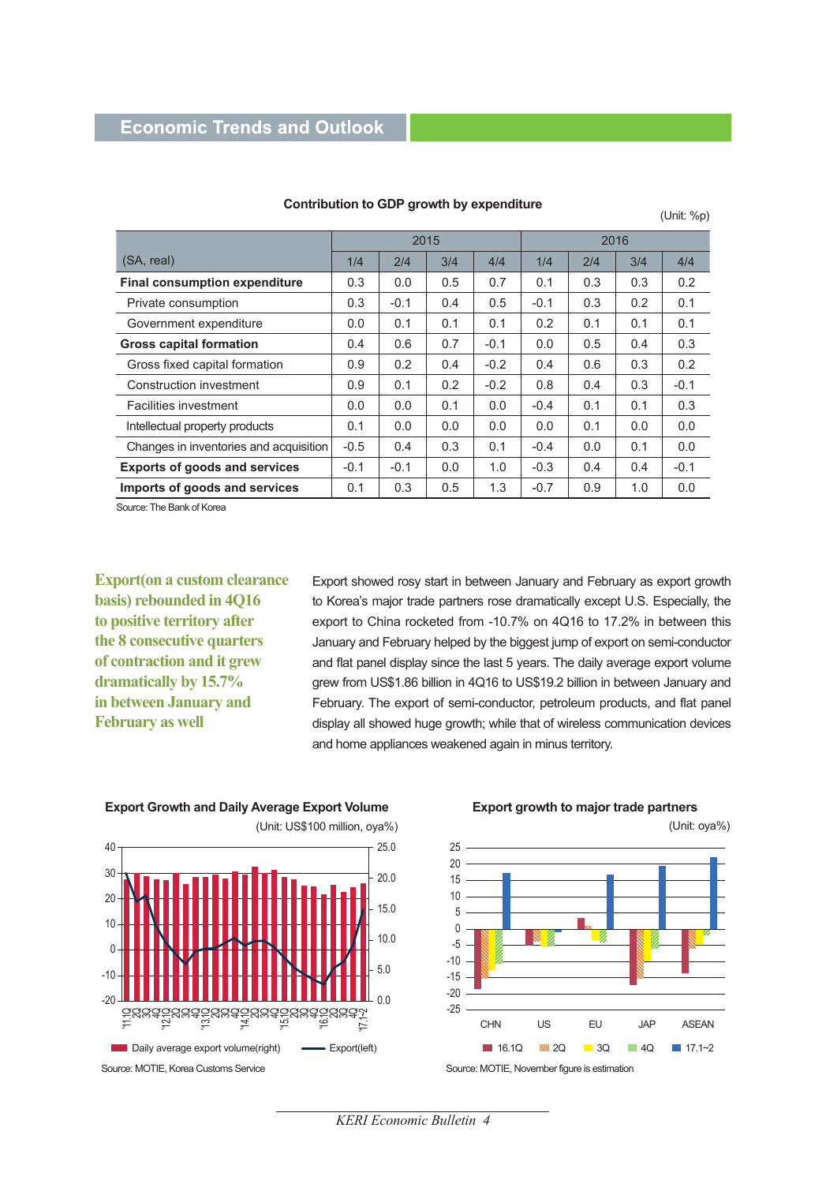**Contribution to GDP growth by expenditure**

(Unit: %p)

| (SA, real) | 2015 | | | | 2016 | | | |
|---|---|---|---|---|---|---|---|---|
| | 1/4 | 2/4 | 3/4 | 4/4 | 1/4 | 2/4 | 3/4 | 4/4 |
| **Final consumption expenditure** | 0.3 | 0.0 | 0.5 | 0.7 | 0.1 | 0.3 | 0.3 | 0.2 |
| Private consumption | 0.3 | -0.1 | 0.4 | 0.5 | -0.1 | 0.3 | 0.2 | 0.1 |
| Government expenditure | 0.0 | 0.1 | 0.1 | 0.1 | 0.2 | 0.1 | 0.1 | 0.1 |
| **Gross capital formation** | 0.4 | 0.6 | 0.7 | -0.1 | 0.0 | 0.5 | 0.4 | 0.3 |
| Gross fixed capital formation | 0.9 | 0.2 | 0.4 | -0.2 | 0.4 | 0.6 | 0.3 | 0.2 |
| Construction investment | 0.9 | 0.1 | 0.2 | -0.2 | 0.8 | 0.4 | 0.3 | -0.1 |
| Facilities investment | 0.0 | 0.0 | 0.1 | 0.0 | -0.4 | 0.1 | 0.1 | 0.3 |
| Intellectual property products | 0.1 | 0.0 | 0.0 | 0.0 | 0.0 | 0.1 | 0.0 | 0.0 |
| Changes in inventories and acquisition | -0.5 | 0.4 | 0.3 | 0.1 | -0.4 | 0.0 | 0.1 | 0.0 |
| **Exports of goods and services** | -0.1 | -0.1 | 0.0 | 1.0 | -0.3 | 0.4 | 0.4 | -0.1 |
| **Imports of goods and services** | 0.1 | 0.3 | 0.5 | 1.3 | -0.7 | 0.9 | 1.0 | 0.0 |

Source: The Bank of Korea

**Export(on a custom clearance basis) rebounded in 4Q16 to positive territory after the 8 consecutive quarters of contraction and it grew dramatically by 15.7% in between January and February as well**

Export showed rosy start in between January and February as export growth to Korea's major trade partners rose dramatically except U.S. Especially, the export to China rocketed from -10.7% on 4Q16 to 17.2% in between this January and February helped by the biggest jump of export on semi-conductor and flat panel display since the last 5 years. The daily average export volume grew from US$1.86 billion in 4Q16 to US$19.2 billion in between January and February. The export of semi-conductor, petroleum products, and flat panel display all showed huge growth; while that of wireless communication devices and home appliances weakened again in minus territory.

**Export Growth and Daily Average Export Volume**

(Unit: US$100 million, oya%)

Source: MOTIE, Korea Customs Service

**Export growth to major trade partners**

(Unit: oya%)

Source: MOTIE, November figure is estimation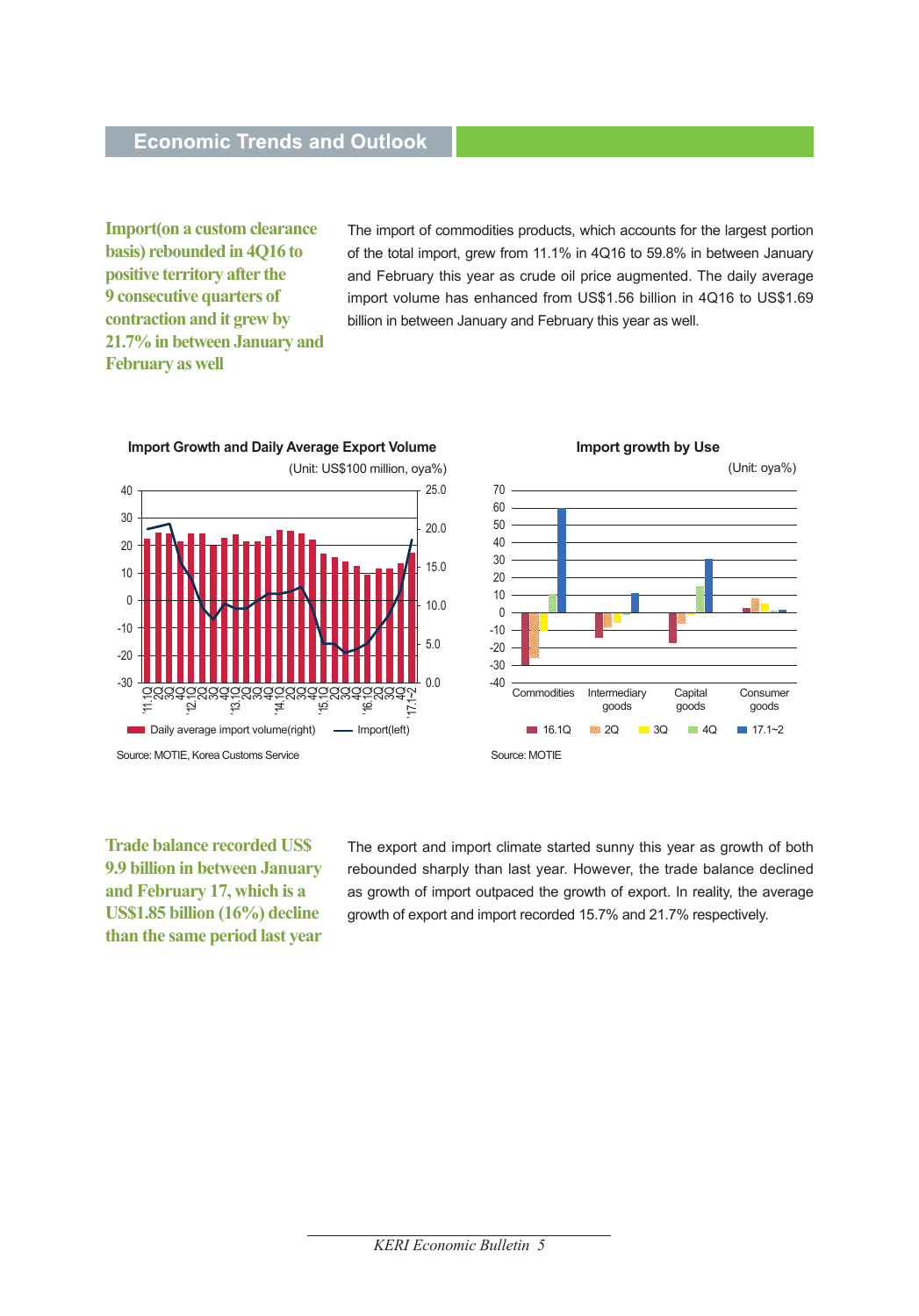## Economic Trends and Outlook

**Import(on a custom clearance basis) rebounded in 4Q16 to positive territory after the 9 consecutive quarters of contraction and it grew by 21.7% in between January and February as well**

The import of commodities products, which accounts for the largest portion of the total import, grew from 11.1% in 4Q16 to 59.8% in between January and February this year as crude oil price augmented. The daily average import volume has enhanced from US$1.56 billion in 4Q16 to US$1.69 billion in between January and February this year as well.

**Import Growth and Daily Average Export Volume**

(Unit: US$100 million, oya%)

Legend: Daily average import volume(right) / Import(left)

Source: MOTIE, Korea Customs Service

**Import growth by Use**

(Unit: oya%)

Categories: Commodities, Intermediary goods, Capital goods, Consumer goods

Legend: 16.1Q / 2Q / 3Q / 4Q / 17.1~2

Source: MOTIE

**Trade balance recorded US$ 9.9 billion in between January and February 17, which is a US$1.85 billion (16%) decline than the same period last year**

The export and import climate started sunny this year as growth of both rebounded sharply than last year. However, the trade balance declined as growth of import outpaced the growth of export. In reality, the average growth of export and import recorded 15.7% and 21.7% respectively.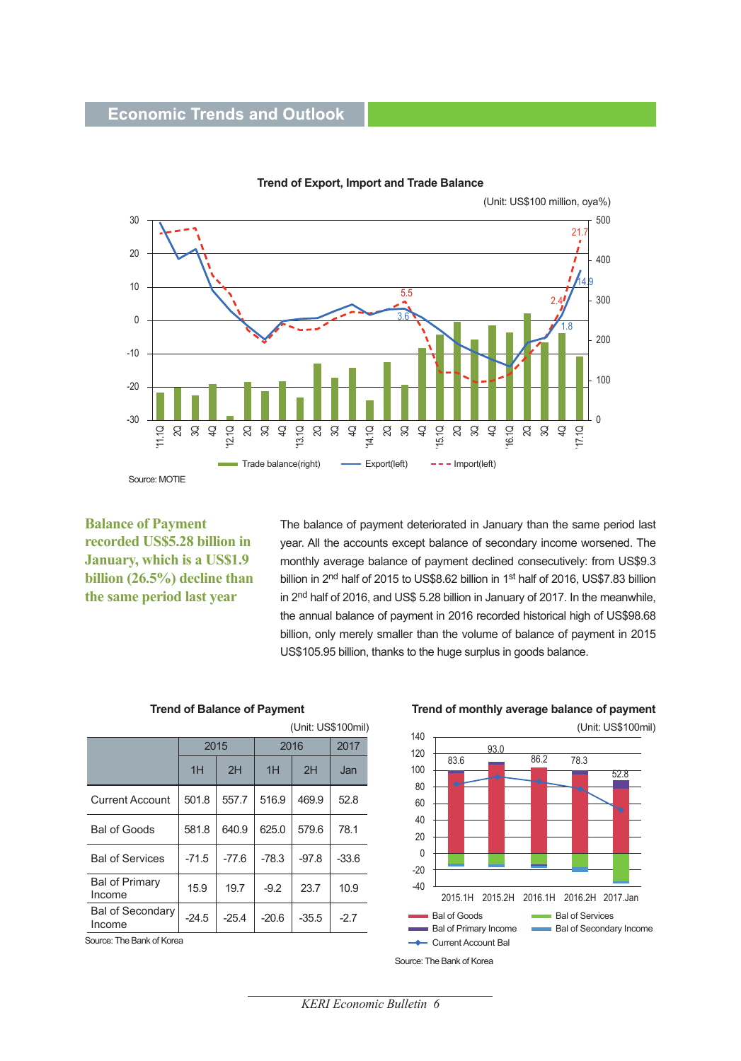## Economic Trends and Outlook

**Trend of Export, Import and Trade Balance**

(Unit: US$100 million, oya%)

Source: MOTIE

**Balance of Payment recorded US$5.28 billion in January, which is a US$1.9 billion (26.5%) decline than the same period last year**

The balance of payment deteriorated in January than the same period last year. All the accounts except balance of secondary income worsened. The monthly average balance of payment declined consecutively: from US$9.3 billion in 2nd half of 2015 to US$8.62 billion in 1st half of 2016, US$7.83 billion in 2nd half of 2016, and US$ 5.28 billion in January of 2017. In the meanwhile, the annual balance of payment in 2016 recorded historical high of US$98.68 billion, only merely smaller than the volume of balance of payment in 2015 US$105.95 billion, thanks to the huge surplus in goods balance.

**Trend of Balance of Payment**

(Unit: US$100mil)

| | 2015 | | 2016 | | 2017 |
|---|---|---|---|---|---|
| | 1H | 2H | 1H | 2H | Jan |
| Current Account | 501.8 | 557.7 | 516.9 | 469.9 | 52.8 |
| Bal of Goods | 581.8 | 640.9 | 625.0 | 579.6 | 78.1 |
| Bal of Services | -71.5 | -77.6 | -78.3 | -97.8 | -33.6 |
| Bal of Primary Income | 15.9 | 19.7 | -9.2 | 23.7 | 10.9 |
| Bal of Secondary Income | -24.5 | -25.4 | -20.6 | -35.5 | -2.7 |

Source: The Bank of Korea

**Trend of monthly average balance of payment**

(Unit: US$100mil)

Source: The Bank of Korea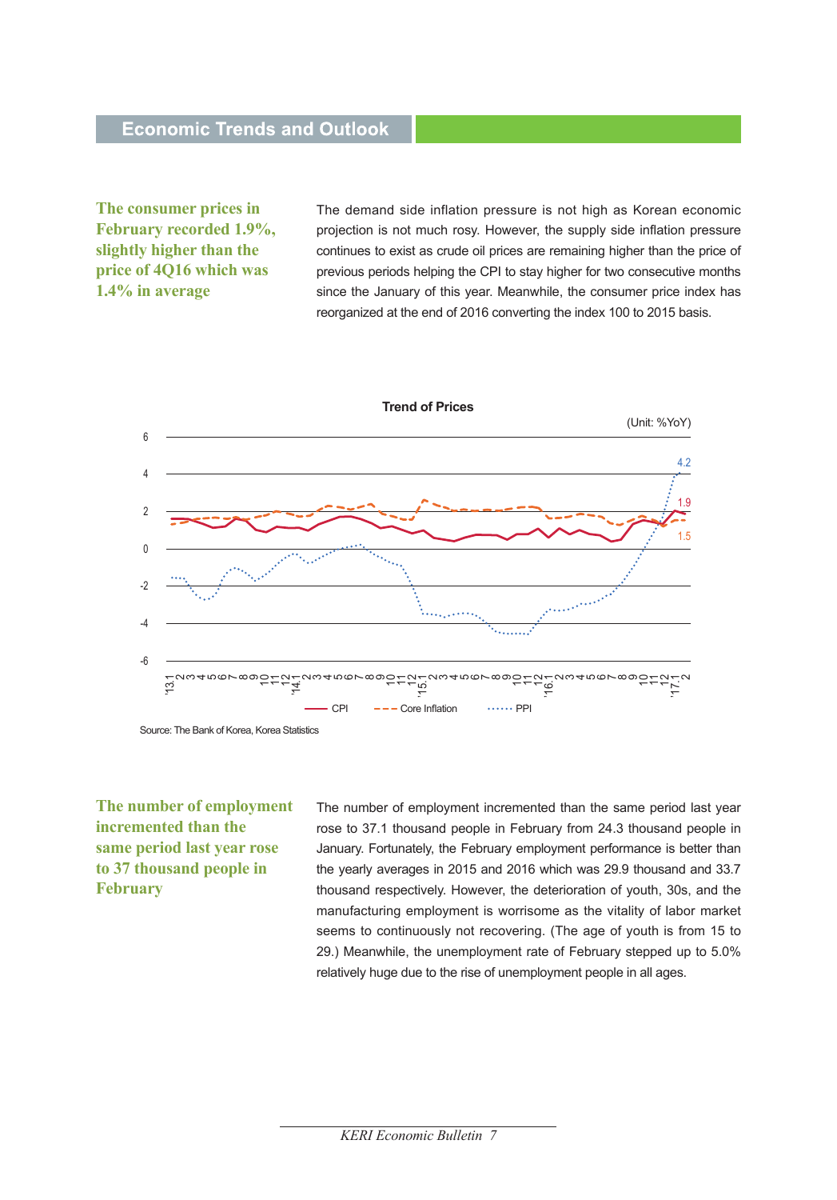## Economic Trends and Outlook

**The consumer prices in February recorded 1.9%, slightly higher than the price of 4Q16 which was 1.4% in average**

The demand side inflation pressure is not high as Korean economic projection is not much rosy. However, the supply side inflation pressure continues to exist as crude oil prices are remaining higher than the price of previous periods helping the CPI to stay higher for two consecutive months since the January of this year. Meanwhile, the consumer price index has reorganized at the end of 2016 converting the index 100 to 2015 basis.

**Trend of Prices**

(Unit: %YoY)

Source: The Bank of Korea, Korea Statistics

**The number of employment incremented than the same period last year rose to 37 thousand people in February**

The number of employment incremented than the same period last year rose to 37.1 thousand people in February from 24.3 thousand people in January. Fortunately, the February employment performance is better than the yearly averages in 2015 and 2016 which was 29.9 thousand and 33.7 thousand respectively. However, the deterioration of youth, 30s, and the manufacturing employment is worrisome as the vitality of labor market seems to continuously not recovering. (The age of youth is from 15 to 29.) Meanwhile, the unemployment rate of February stepped up to 5.0% relatively huge due to the rise of unemployment people in all ages.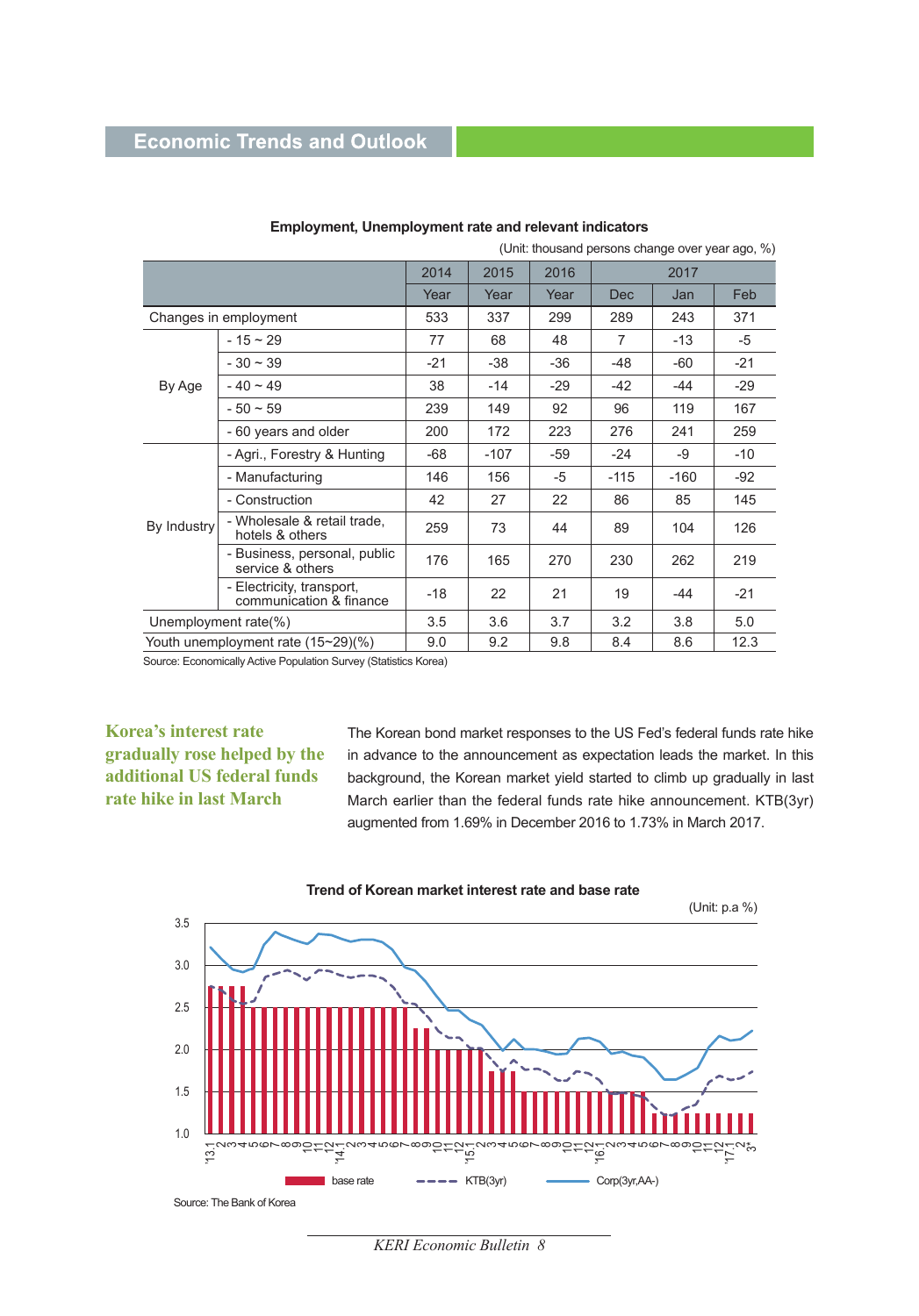## Economic Trends and Outlook

**Employment, Unemployment rate and relevant indicators**

(Unit: thousand persons change over year ago, %)

| | | 2014 | 2015 | 2016 | 2017 | | |
|---|---|---|---|---|---|---|---|
| | | Year | Year | Year | Dec | Jan | Feb |
| Changes in employment | | 533 | 337 | 299 | 289 | 243 | 371 |
| By Age | - 15 ~ 29 | 77 | 68 | 48 | 7 | -13 | -5 |
| | - 30 ~ 39 | -21 | -38 | -36 | -48 | -60 | -21 |
| | - 40 ~ 49 | 38 | -14 | -29 | -42 | -44 | -29 |
| | - 50 ~ 59 | 239 | 149 | 92 | 96 | 119 | 167 |
| | - 60 years and older | 200 | 172 | 223 | 276 | 241 | 259 |
| By Industry | - Agri., Forestry & Hunting | -68 | -107 | -59 | -24 | -9 | -10 |
| | - Manufacturing | 146 | 156 | -5 | -115 | -160 | -92 |
| | - Construction | 42 | 27 | 22 | 86 | 85 | 145 |
| | - Wholesale & retail trade, hotels & others | 259 | 73 | 44 | 89 | 104 | 126 |
| | - Business, personal, public service & others | 176 | 165 | 270 | 230 | 262 | 219 |
| | - Electricity, transport, communication & finance | -18 | 22 | 21 | 19 | -44 | -21 |
| Unemployment rate(%) | | 3.5 | 3.6 | 3.7 | 3.2 | 3.8 | 5.0 |
| Youth unemployment rate (15~29)(%) | | 9.0 | 9.2 | 9.8 | 8.4 | 8.6 | 12.3 |

Source: Economically Active Population Survey (Statistics Korea)

**Korea's interest rate gradually rose helped by the additional US federal funds rate hike in last March**

The Korean bond market responses to the US Fed's federal funds rate hike in advance to the announcement as expectation leads the market. In this background, the Korean market yield started to climb up gradually in last March earlier than the federal funds rate hike announcement. KTB(3yr) augmented from 1.69% in December 2016 to 1.73% in March 2017.

**Trend of Korean market interest rate and base rate**

(Unit: p.a %)

Legend: base rate, KTB(3yr), Corp(3yr,AA-)

Source: The Bank of Korea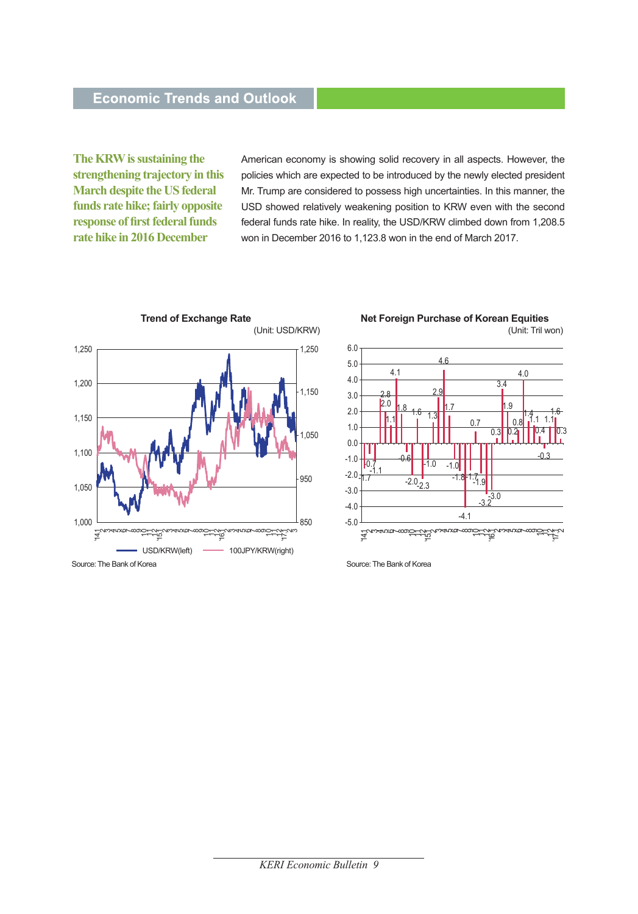## Economic Trends and Outlook

**The KRW is sustaining the strengthening trajectory in this March despite the US federal funds rate hike; fairly opposite response of first federal funds rate hike in 2016 December**

American economy is showing solid recovery in all aspects. However, the policies which are expected to be introduced by the newly elected president Mr. Trump are considered to possess high uncertainties. In this manner, the USD showed relatively weakening position to KRW even with the second federal funds rate hike. In reality, the USD/KRW climbed down from 1,208.5 won in December 2016 to 1,123.8 won in the end of March 2017.

**Trend of Exchange Rate**

(Unit: USD/KRW)

USD/KRW(left) — 100JPY/KRW(right)

Source: The Bank of Korea

**Net Foreign Purchase of Korean Equities**

(Unit: Tril won)

Source: The Bank of Korea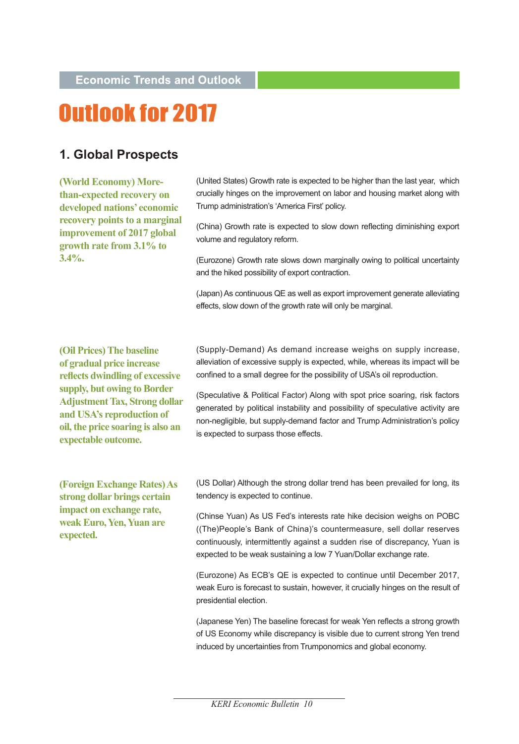Economic Trends and Outlook

# Outlook for 2017

## 1. Global Prospects

**(World Economy) More-than-expected recovery on developed nations' economic recovery points to a marginal improvement of 2017 global growth rate from 3.1% to 3.4%.**

(United States) Growth rate is expected to be higher than the last year, which crucially hinges on the improvement on labor and housing market along with Trump administration's 'America First' policy.

(China) Growth rate is expected to slow down reflecting diminishing export volume and regulatory reform.

(Eurozone) Growth rate slows down marginally owing to political uncertainty and the hiked possibility of export contraction.

(Japan) As continuous QE as well as export improvement generate alleviating effects, slow down of the growth rate will only be marginal.

**(Oil Prices) The baseline of gradual price increase reflects dwindling of excessive supply, but owing to Border Adjustment Tax, Strong dollar and USA's reproduction of oil, the price soaring is also an expectable outcome.**

(Supply-Demand) As demand increase weighs on supply increase, alleviation of excessive supply is expected, while, whereas its impact will be confined to a small degree for the possibility of USA's oil reproduction.

(Speculative & Political Factor) Along with spot price soaring, risk factors generated by political instability and possibility of speculative activity are non-negligible, but supply-demand factor and Trump Administration's policy is expected to surpass those effects.

**(Foreign Exchange Rates) As strong dollar brings certain impact on exchange rate, weak Euro, Yen, Yuan are expected.**

(US Dollar) Although the strong dollar trend has been prevailed for long, its tendency is expected to continue.

(Chinse Yuan) As US Fed's interests rate hike decision weighs on POBC ((The)People's Bank of China)'s countermeasure, sell dollar reserves continuously, intermittently against a sudden rise of discrepancy, Yuan is expected to be weak sustaining a low 7 Yuan/Dollar exchange rate.

(Eurozone) As ECB's QE is expected to continue until December 2017, weak Euro is forecast to sustain, however, it crucially hinges on the result of presidential election.

(Japanese Yen) The baseline forecast for weak Yen reflects a strong growth of US Economy while discrepancy is visible due to current strong Yen trend induced by uncertainties from Trumponomics and global economy.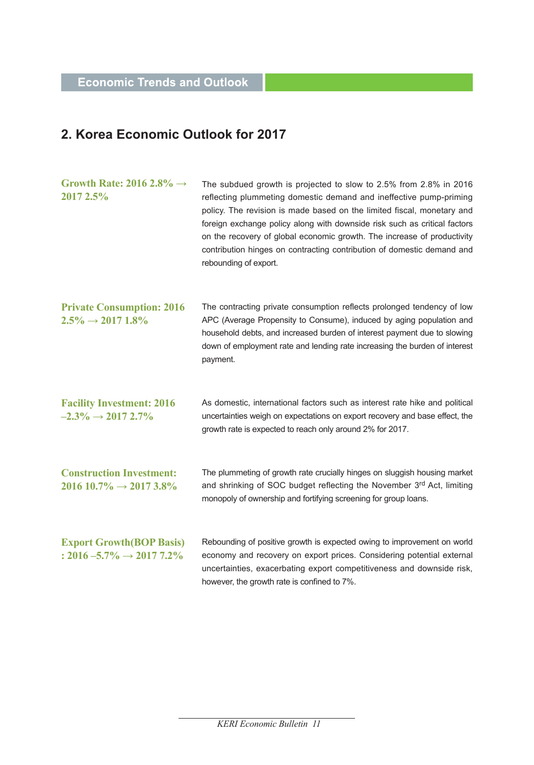## 2. Korea Economic Outlook for 2017

**Growth Rate: 2016 2.8% → 2017 2.5%**

The subdued growth is projected to slow to 2.5% from 2.8% in 2016 reflecting plummeting domestic demand and ineffective pump-priming policy. The revision is made based on the limited fiscal, monetary and foreign exchange policy along with downside risk such as critical factors on the recovery of global economic growth. The increase of productivity contribution hinges on contracting contribution of domestic demand and rebounding of export.

**Private Consumption: 2016 2.5% → 2017 1.8%**

The contracting private consumption reflects prolonged tendency of low APC (Average Propensity to Consume), induced by aging population and household debts, and increased burden of interest payment due to slowing down of employment rate and lending rate increasing the burden of interest payment.

**Facility Investment: 2016 –2.3% → 2017 2.7%**

As domestic, international factors such as interest rate hike and political uncertainties weigh on expectations on export recovery and base effect, the growth rate is expected to reach only around 2% for 2017.

**Construction Investment: 2016 10.7% → 2017 3.8%**

The plummeting of growth rate crucially hinges on sluggish housing market and shrinking of SOC budget reflecting the November 3rd Act, limiting monopoly of ownership and fortifying screening for group loans.

**Export Growth(BOP Basis) : 2016 –5.7% → 2017 7.2%**

Rebounding of positive growth is expected owing to improvement on world economy and recovery on export prices. Considering potential external uncertainties, exacerbating export competitiveness and downside risk, however, the growth rate is confined to 7%.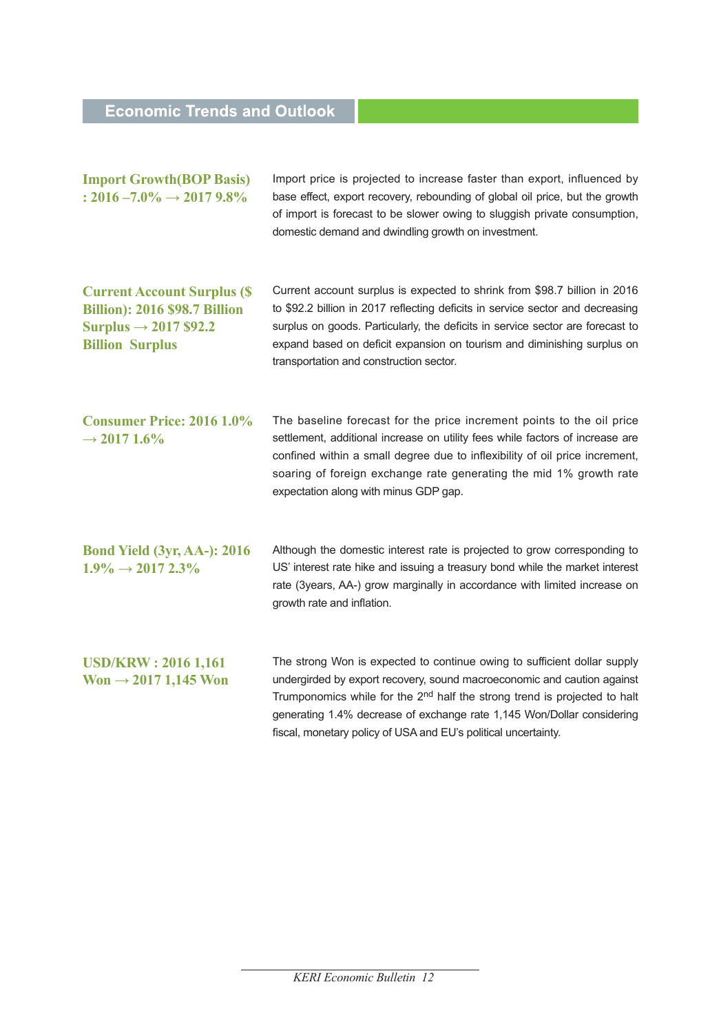## Economic Trends and Outlook

**Import Growth(BOP Basis) : 2016 –7.0% → 2017 9.8%**

Import price is projected to increase faster than export, influenced by base effect, export recovery, rebounding of global oil price, but the growth of import is forecast to be slower owing to sluggish private consumption, domestic demand and dwindling growth on investment.

**Current Account Surplus ($ Billion): 2016 $98.7 Billion Surplus → 2017 $92.2 Billion Surplus**

Current account surplus is expected to shrink from $98.7 billion in 2016 to $92.2 billion in 2017 reflecting deficits in service sector and decreasing surplus on goods. Particularly, the deficits in service sector are forecast to expand based on deficit expansion on tourism and diminishing surplus on transportation and construction sector.

**Consumer Price: 2016 1.0% → 2017 1.6%**

The baseline forecast for the price increment points to the oil price settlement, additional increase on utility fees while factors of increase are confined within a small degree due to inflexibility of oil price increment, soaring of foreign exchange rate generating the mid 1% growth rate expectation along with minus GDP gap.

**Bond Yield (3yr, AA-): 2016 1.9% → 2017 2.3%**

Although the domestic interest rate is projected to grow corresponding to US' interest rate hike and issuing a treasury bond while the market interest rate (3years, AA-) grow marginally in accordance with limited increase on growth rate and inflation.

**USD/KRW : 2016 1,161 Won → 2017 1,145 Won**

The strong Won is expected to continue owing to sufficient dollar supply undergirded by export recovery, sound macroeconomic and caution against Trumponomics while for the 2nd half the strong trend is projected to halt generating 1.4% decrease of exchange rate 1,145 Won/Dollar considering fiscal, monetary policy of USA and EU's political uncertainty.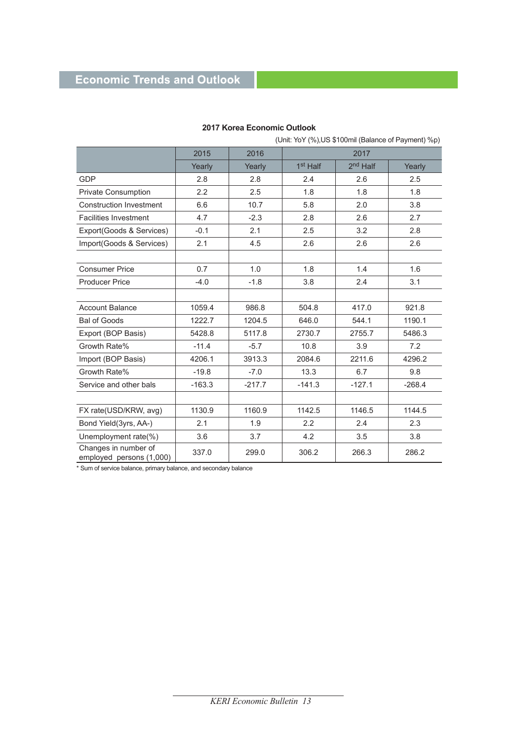## Economic Trends and Outlook

**2017 Korea Economic Outlook**

(Unit: YoY (%),US $100mil (Balance of Payment) %p)

| | 2015 | 2016 | 2017 | | |
|---|---|---|---|---|---|
| | Yearly | Yearly | 1st Half | 2nd Half | Yearly |
| GDP | 2.8 | 2.8 | 2.4 | 2.6 | 2.5 |
| Private Consumption | 2.2 | 2.5 | 1.8 | 1.8 | 1.8 |
| Construction Investment | 6.6 | 10.7 | 5.8 | 2.0 | 3.8 |
| Facilities Investment | 4.7 | -2.3 | 2.8 | 2.6 | 2.7 |
| Export(Goods & Services) | -0.1 | 2.1 | 2.5 | 3.2 | 2.8 |
| Import(Goods & Services) | 2.1 | 4.5 | 2.6 | 2.6 | 2.6 |
| | | | | | |
| Consumer Price | 0.7 | 1.0 | 1.8 | 1.4 | 1.6 |
| Producer Price | -4.0 | -1.8 | 3.8 | 2.4 | 3.1 |
| | | | | | |
| Account Balance | 1059.4 | 986.8 | 504.8 | 417.0 | 921.8 |
| Bal of Goods | 1222.7 | 1204.5 | 646.0 | 544.1 | 1190.1 |
| Export (BOP Basis) | 5428.8 | 5117.8 | 2730.7 | 2755.7 | 5486.3 |
| Growth Rate% | -11.4 | -5.7 | 10.8 | 3.9 | 7.2 |
| Import (BOP Basis) | 4206.1 | 3913.3 | 2084.6 | 2211.6 | 4296.2 |
| Growth Rate% | -19.8 | -7.0 | 13.3 | 6.7 | 9.8 |
| Service and other bals | -163.3 | -217.7 | -141.3 | -127.1 | -268.4 |
| | | | | | |
| FX rate(USD/KRW, avg) | 1130.9 | 1160.9 | 1142.5 | 1146.5 | 1144.5 |
| Bond Yield(3yrs, AA-) | 2.1 | 1.9 | 2.2 | 2.4 | 2.3 |
| Unemployment rate(%) | 3.6 | 3.7 | 4.2 | 3.5 | 3.8 |
| Changes in number of employed persons (1,000) | 337.0 | 299.0 | 306.2 | 266.3 | 286.2 |

* Sum of service balance, primary balance, and secondary balance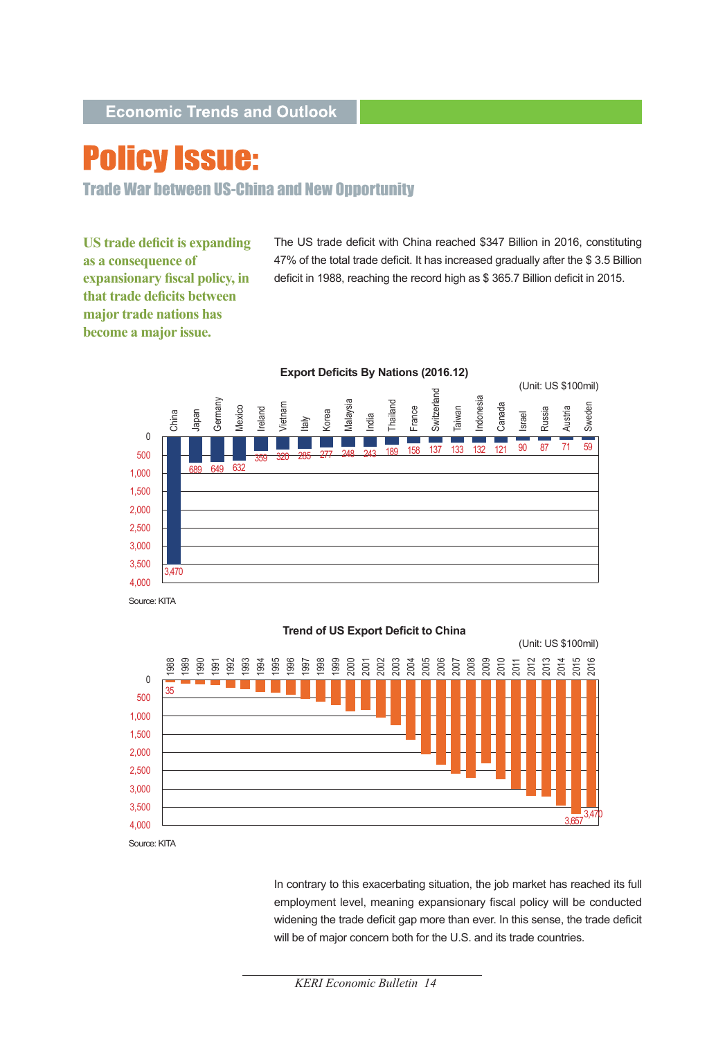Economic Trends and Outlook

# Policy Issue:

## Trade War between US-China and New Opportunity

**US trade deficit is expanding as a consequence of expansionary fiscal policy, in that trade deficits between major trade nations has become a major issue.**

The US trade deficit with China reached $347 Billion in 2016, constituting 47% of the total trade deficit. It has increased gradually after the $ 3.5 Billion deficit in 1988, reaching the record high as $ 365.7 Billion deficit in 2015.

**Export Deficits By Nations (2016.12)**

(Unit: US $100mil)

| Nation | Deficit |
|---|---|
| China | 3,470 |
| Japan | 689 |
| Germany | 649 |
| Mexico | 632 |
| Ireland | 359 |
| Vietnam | 320 |
| Italy | 285 |
| Korea | 277 |
| Malaysia | 248 |
| India | 243 |
| Thailand | 189 |
| France | 158 |
| Switzerland | 137 |
| Taiwan | 133 |
| Indonesia | 132 |
| Canada | 121 |
| Israel | 90 |
| Russia | 87 |
| Austria | 71 |
| Sweden | 59 |

Source: KITA

**Trend of US Export Deficit to China**

(Unit: US $100mil)

| Year | Deficit |
|---|---|
| 1988 | 35 |
| 2015 | 3,657 |
| 2016 | 3,470 |

Source: KITA

In contrary to this exacerbating situation, the job market has reached its full employment level, meaning expansionary fiscal policy will be conducted widening the trade deficit gap more than ever. In this sense, the trade deficit will be of major concern both for the U.S. and its trade countries.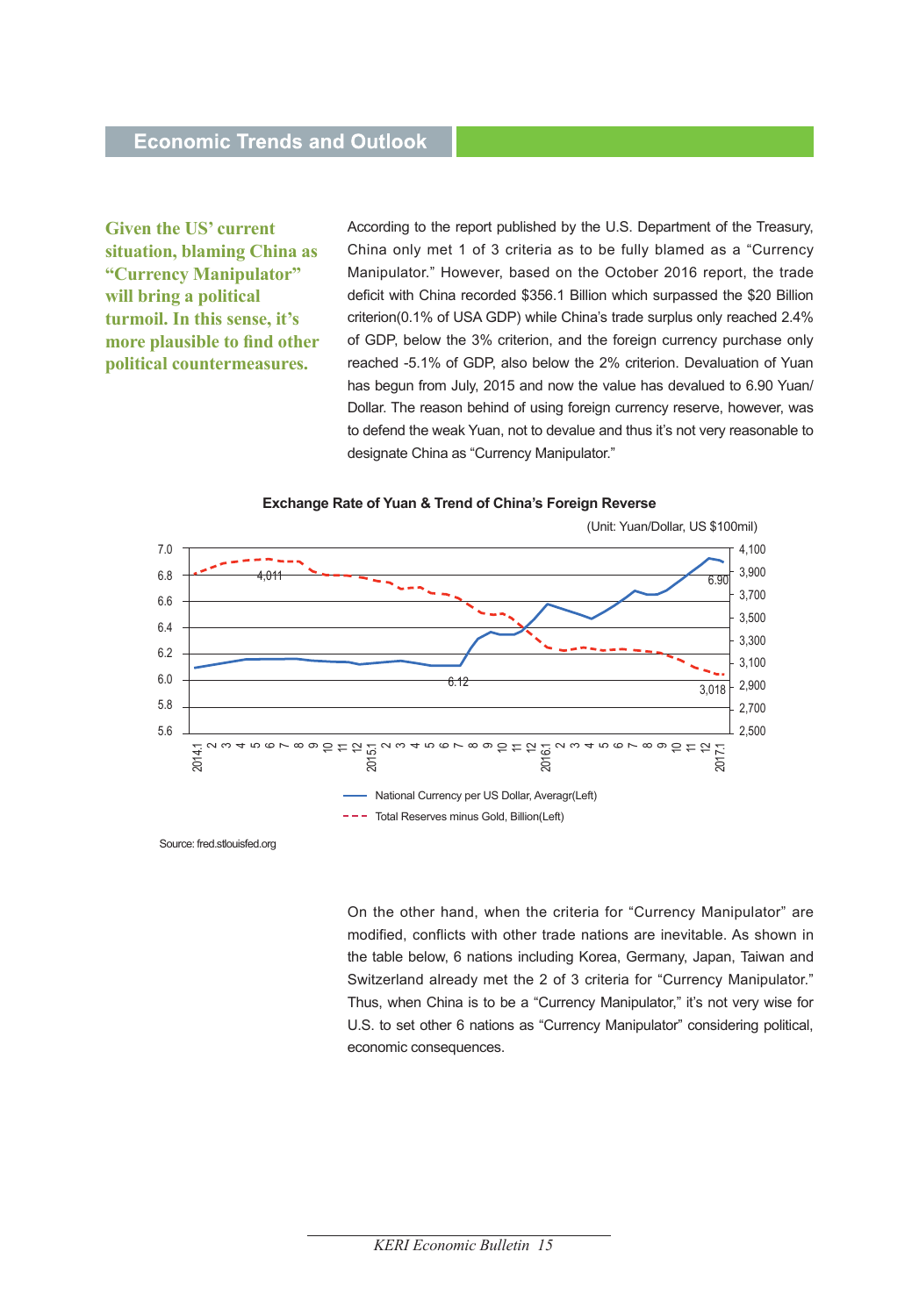## Economic Trends and Outlook

**Given the US' current situation, blaming China as "Currency Manipulator" will bring a political turmoil. In this sense, it's more plausible to find other political countermeasures.**

According to the report published by the U.S. Department of the Treasury, China only met 1 of 3 criteria as to be fully blamed as a "Currency Manipulator." However, based on the October 2016 report, the trade deficit with China recorded $356.1 Billion which surpassed the $20 Billion criterion(0.1% of USA GDP) while China's trade surplus only reached 2.4% of GDP, below the 3% criterion, and the foreign currency purchase only reached -5.1% of GDP, also below the 2% criterion. Devaluation of Yuan has begun from July, 2015 and now the value has devalued to 6.90 Yuan/Dollar. The reason behind of using foreign currency reserve, however, was to defend the weak Yuan, not to devalue and thus it's not very reasonable to designate China as "Currency Manipulator."

**Exchange Rate of Yuan & Trend of China's Foreign Reverse**

(Unit: Yuan/Dollar, US $100mil)

- National Currency per US Dollar, Averagr(Left)
- Total Reserves minus Gold, Billion(Left)

Source: fred.stlouisfed.org

On the other hand, when the criteria for "Currency Manipulator" are modified, conflicts with other trade nations are inevitable. As shown in the table below, 6 nations including Korea, Germany, Japan, Taiwan and Switzerland already met the 2 of 3 criteria for "Currency Manipulator." Thus, when China is to be a "Currency Manipulator," it's not very wise for U.S. to set other 6 nations as "Currency Manipulator" considering political, economic consequences.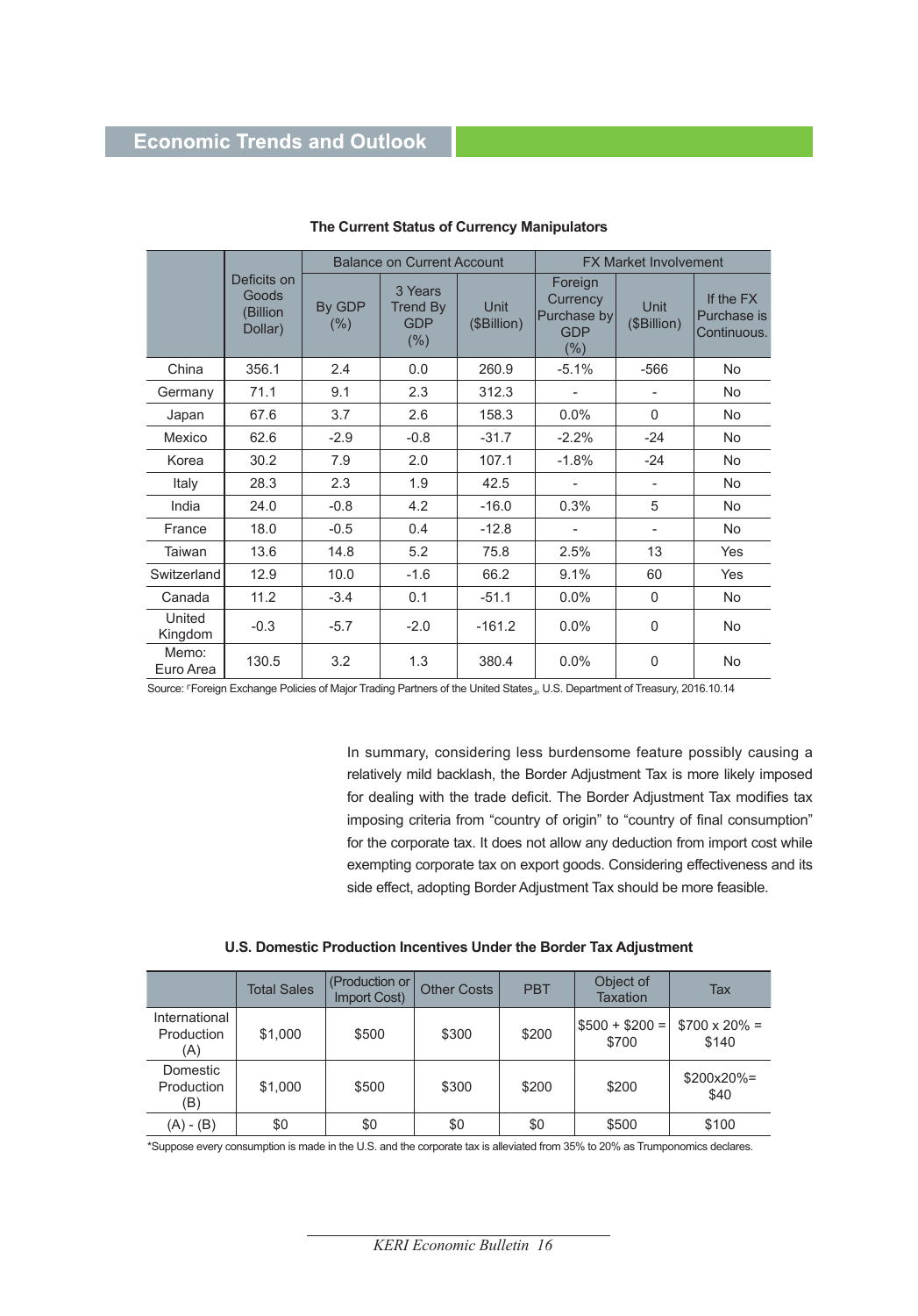## Economic Trends and Outlook

**The Current Status of Currency Manipulators**

| | Deficits on Goods (Billion Dollar) | Balance on Current Account | | | FX Market Involvement | | |
|---|---|---|---|---|---|---|---|
| | | By GDP (%) | 3 Years Trend By GDP (%) | Unit ($Billion) | Foreign Currency Purchase by GDP (%) | Unit ($Billion) | If the FX Purchase is Continuous. |
| China | 356.1 | 2.4 | 0.0 | 260.9 | -5.1% | -566 | No |
| Germany | 71.1 | 9.1 | 2.3 | 312.3 | - | - | No |
| Japan | 67.6 | 3.7 | 2.6 | 158.3 | 0.0% | 0 | No |
| Mexico | 62.6 | -2.9 | -0.8 | -31.7 | -2.2% | -24 | No |
| Korea | 30.2 | 7.9 | 2.0 | 107.1 | -1.8% | -24 | No |
| Italy | 28.3 | 2.3 | 1.9 | 42.5 | - | - | No |
| India | 24.0 | -0.8 | 4.2 | -16.0 | 0.3% | 5 | No |
| France | 18.0 | -0.5 | 0.4 | -12.8 | - | - | No |
| Taiwan | 13.6 | 14.8 | 5.2 | 75.8 | 2.5% | 13 | Yes |
| Switzerland | 12.9 | 10.0 | -1.6 | 66.2 | 9.1% | 60 | Yes |
| Canada | 11.2 | -3.4 | 0.1 | -51.1 | 0.0% | 0 | No |
| United Kingdom | -0.3 | -5.7 | -2.0 | -161.2 | 0.0% | 0 | No |
| Memo: Euro Area | 130.5 | 3.2 | 1.3 | 380.4 | 0.0% | 0 | No |

Source: 『Foreign Exchange Policies of Major Trading Partners of the United States』, U.S. Department of Treasury, 2016.10.14

In summary, considering less burdensome feature possibly causing a relatively mild backlash, the Border Adjustment Tax is more likely imposed for dealing with the trade deficit. The Border Adjustment Tax modifies tax imposing criteria from "country of origin" to "country of final consumption" for the corporate tax. It does not allow any deduction from import cost while exempting corporate tax on export goods. Considering effectiveness and its side effect, adopting Border Adjustment Tax should be more feasible.

**U.S. Domestic Production Incentives Under the Border Tax Adjustment**

| | Total Sales | (Production or Import Cost) | Other Costs | PBT | Object of Taxation | Tax |
|---|---|---|---|---|---|---|
| International Production (A) | $1,000 | $500 | $300 | $200 | $500 + $200 = $700 | $700 x 20% = $140 |
| Domestic Production (B) | $1,000 | $500 | $300 | $200 | $200 | $200x20%= $40 |
| (A) - (B) | $0 | $0 | $0 | $0 | $500 | $100 |

*Suppose every consumption is made in the U.S. and the corporate tax is alleviated from 35% to 20% as Trumponomics declares.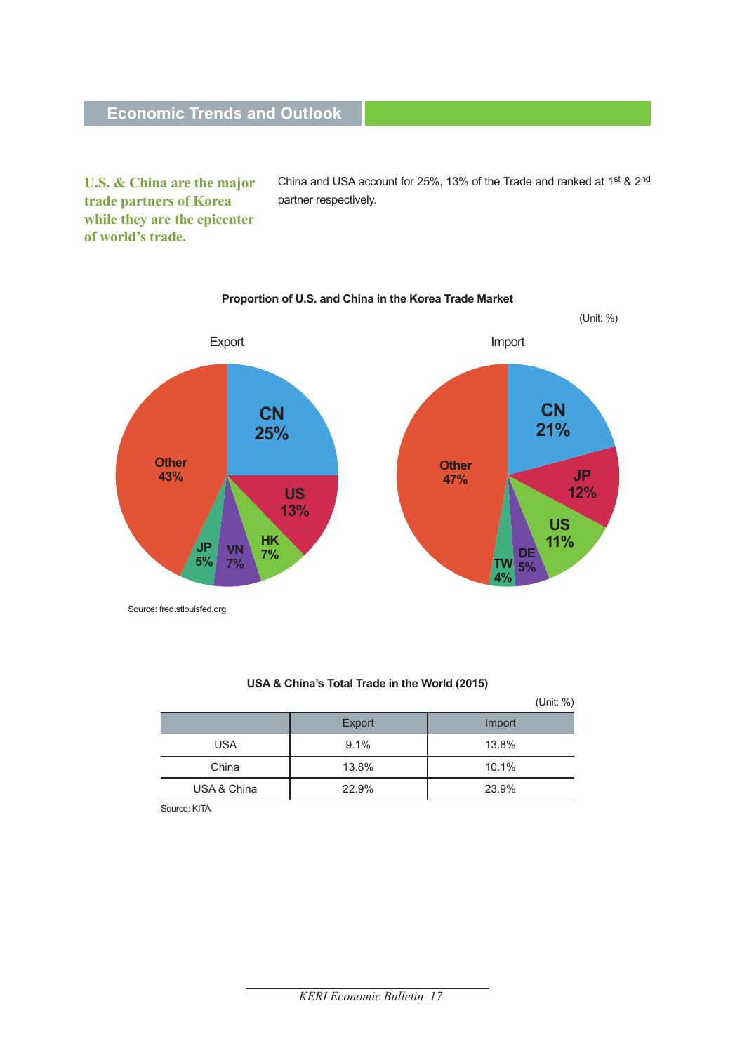## Economic Trends and Outlook

**U.S. & China are the major trade partners of Korea while they are the epicenter of world's trade.**

China and USA account for 25%, 13% of the Trade and ranked at 1st & 2nd partner respectively.

**Proportion of U.S. and China in the Korea Trade Market**

(Unit: %)

Export

CN 25%, US 13%, HK 7%, VN 7%, JP 5%, Other 43%

Import

CN 21%, JP 12%, US 11%, DE 5%, TW 4%, Other 47%

Source: fred.stlouisfed.org

**USA & China's Total Trade in the World (2015)**

(Unit: %)

| | Export | Import |
|---|---|---|
| USA | 9.1% | 13.8% |
| China | 13.8% | 10.1% |
| USA & China | 22.9% | 23.9% |

Source: KITA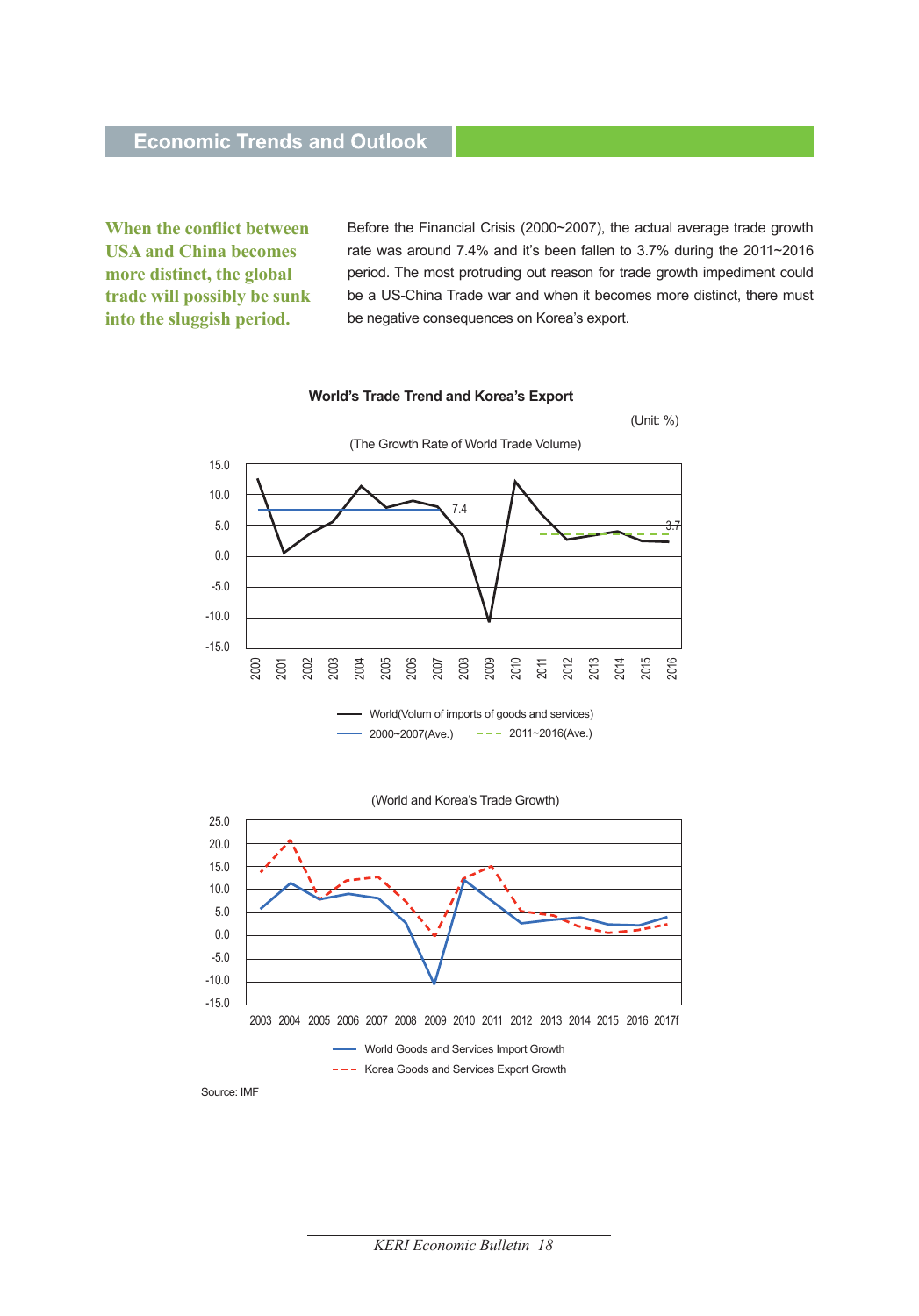## Economic Trends and Outlook

**When the conflict between USA and China becomes more distinct, the global trade will possibly be sunk into the sluggish period.**

Before the Financial Crisis (2000~2007), the actual average trade growth rate was around 7.4% and it's been fallen to 3.7% during the 2011~2016 period. The most protruding out reason for trade growth impediment could be a US-China Trade war and when it becomes more distinct, there must be negative consequences on Korea's export.

**World's Trade Trend and Korea's Export**

(Unit: %)

(The Growth Rate of World Trade Volume)

World(Volum of imports of goods and services)
2000~2007(Ave.) 2011~2016(Ave.)

(World and Korea's Trade Growth)

World Goods and Services Import Growth
Korea Goods and Services Export Growth

Source: IMF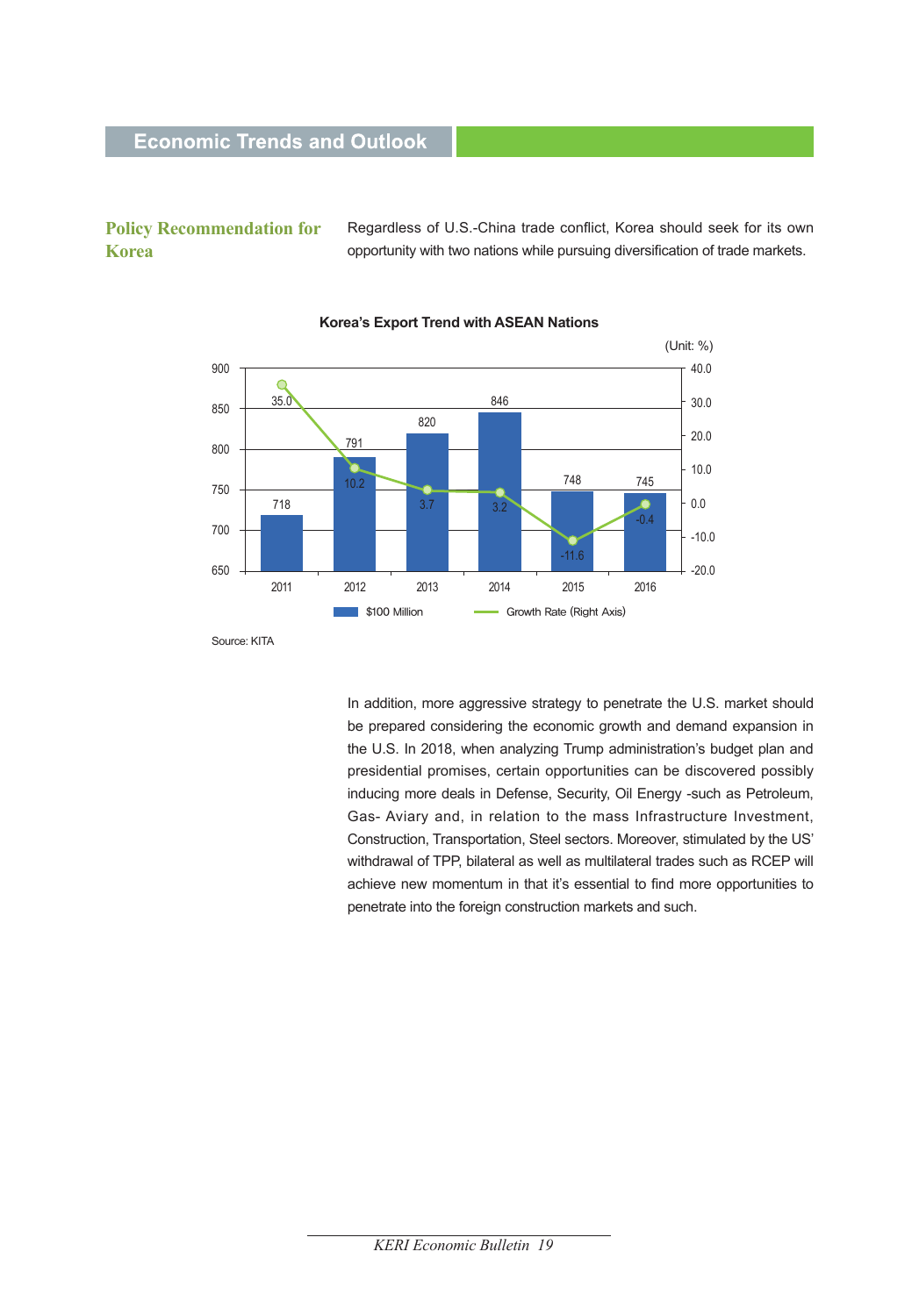## Policy Recommendation for Korea

Regardless of U.S.-China trade conflict, Korea should seek for its own opportunity with two nations while pursuing diversification of trade markets.

**Korea's Export Trend with ASEAN Nations**

(Unit: %)

| Year | $100 Million | Growth Rate (Right Axis) |
|---|---|---|
| 2011 | 718 | 35.0 |
| 2012 | 791 | 10.2 |
| 2013 | 820 | 3.7 |
| 2014 | 846 | 3.2 |
| 2015 | 748 | -11.6 |
| 2016 | 745 | -0.4 |

Source: KITA

In addition, more aggressive strategy to penetrate the U.S. market should be prepared considering the economic growth and demand expansion in the U.S. In 2018, when analyzing Trump administration's budget plan and presidential promises, certain opportunities can be discovered possibly inducing more deals in Defense, Security, Oil Energy -such as Petroleum, Gas- Aviary and, in relation to the mass Infrastructure Investment, Construction, Transportation, Steel sectors. Moreover, stimulated by the US' withdrawal of TPP, bilateral as well as multilateral trades such as RCEP will achieve new momentum in that it's essential to find more opportunities to penetrate into the foreign construction markets and such.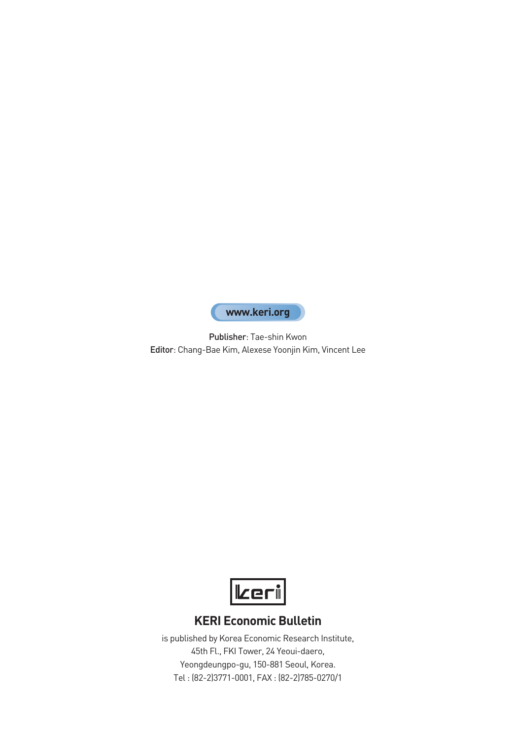www.keri.org

**Publisher**: Tae-shin Kwon
**Editor**: Chang-Bae Kim, Alexese Yoonjin Kim, Vincent Lee

keri

## KERI Economic Bulletin

is published by Korea Economic Research Institute,
45th Fl., FKI Tower, 24 Yeoui-daero,
Yeongdeungpo-gu, 150-881 Seoul, Korea.
Tel : (82-2)3771-0001, FAX : (82-2)785-0270/1